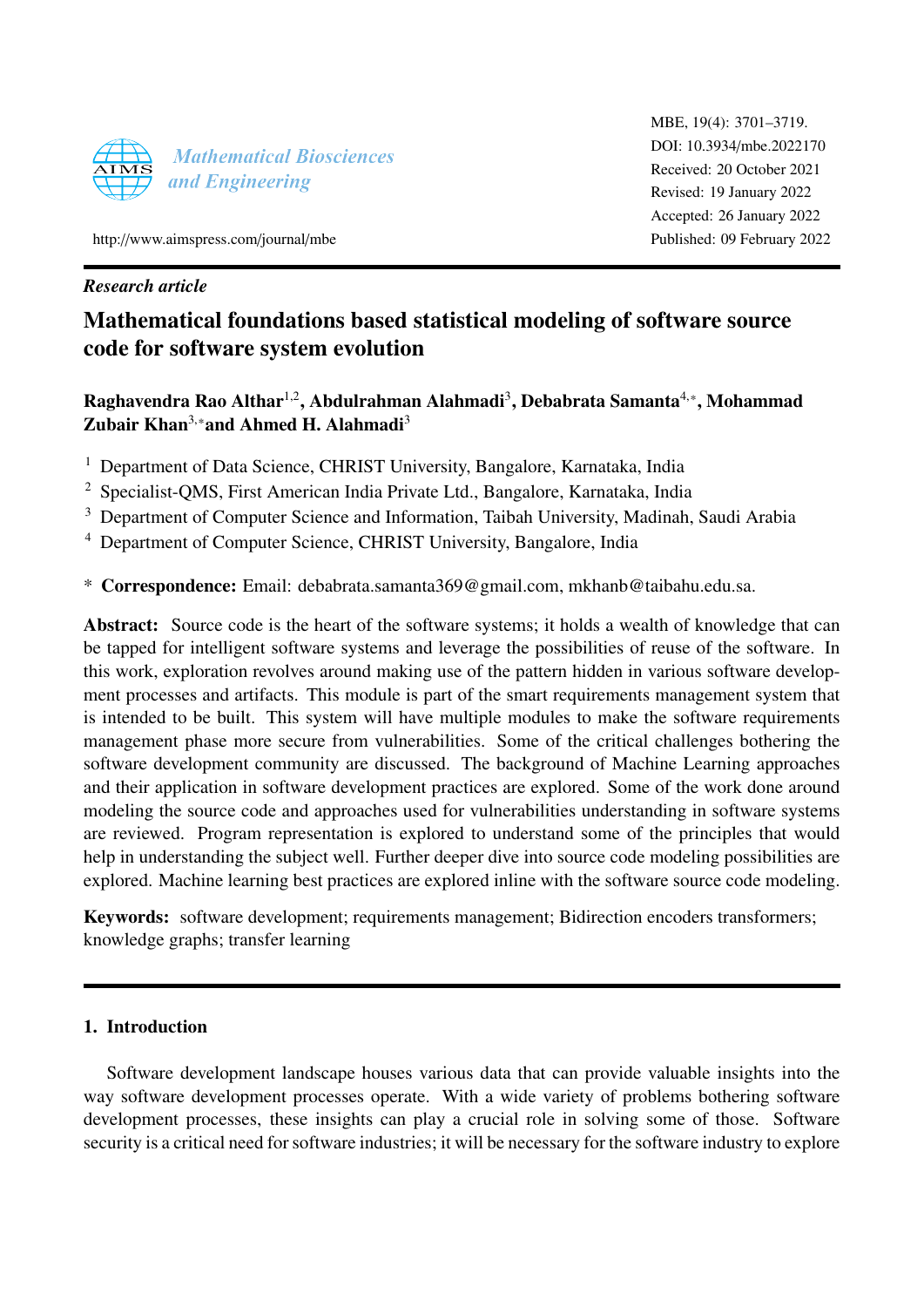*Research article*

# Mathematical foundations based statistical modeling of software source code for software system evolution

**Raghavendra Rao Althar[1,2], Abdulrahman Alahmadi[3], Debabrata Samanta[4,*], Mohammad Zubair Khan[3,*] and Ahmed H. Alahmadi[3]**

[1] Department of Data Science, CHRIST University, Bangalore, Karnataka, India

[2] Specialist-QMS, First American India Private Ltd., Bangalore, Karnataka, India

[3] Department of Computer Science and Information, Taibah University, Madinah, Saudi Arabia

[4] Department of Computer Science, CHRIST University, Bangalore, India

\* **Correspondence:** Email: debabrata.samanta369@gmail.com, mkhanb@taibahu.edu.sa.

**Abstract:** Source code is the heart of the software systems; it holds a wealth of knowledge that can be tapped for intelligent software systems and leverage the possibilities of reuse of the software. In this work, exploration revolves around making use of the pattern hidden in various software development processes and artifacts. This module is part of the smart requirements management system that is intended to be built. This system will have multiple modules to make the software requirements management phase more secure from vulnerabilities. Some of the critical challenges bothering the software development community are discussed. The background of Machine Learning approaches and their application in software development practices are explored. Some of the work done around modeling the source code and approaches used for vulnerabilities understanding in software systems are reviewed. Program representation is explored to understand some of the principles that would help in understanding the subject well. Further deeper dive into source code modeling possibilities are explored. Machine learning best practices are explored inline with the software source code modeling.

**Keywords:** software development; requirements management; Bidirection encoders transformers; knowledge graphs; transfer learning

## 1. Introduction

Software development landscape houses various data that can provide valuable insights into the way software development processes operate. With a wide variety of problems bothering software development processes, these insights can play a crucial role in solving some of those. Software security is a critical need for software industries; it will be necessary for the software industry to explore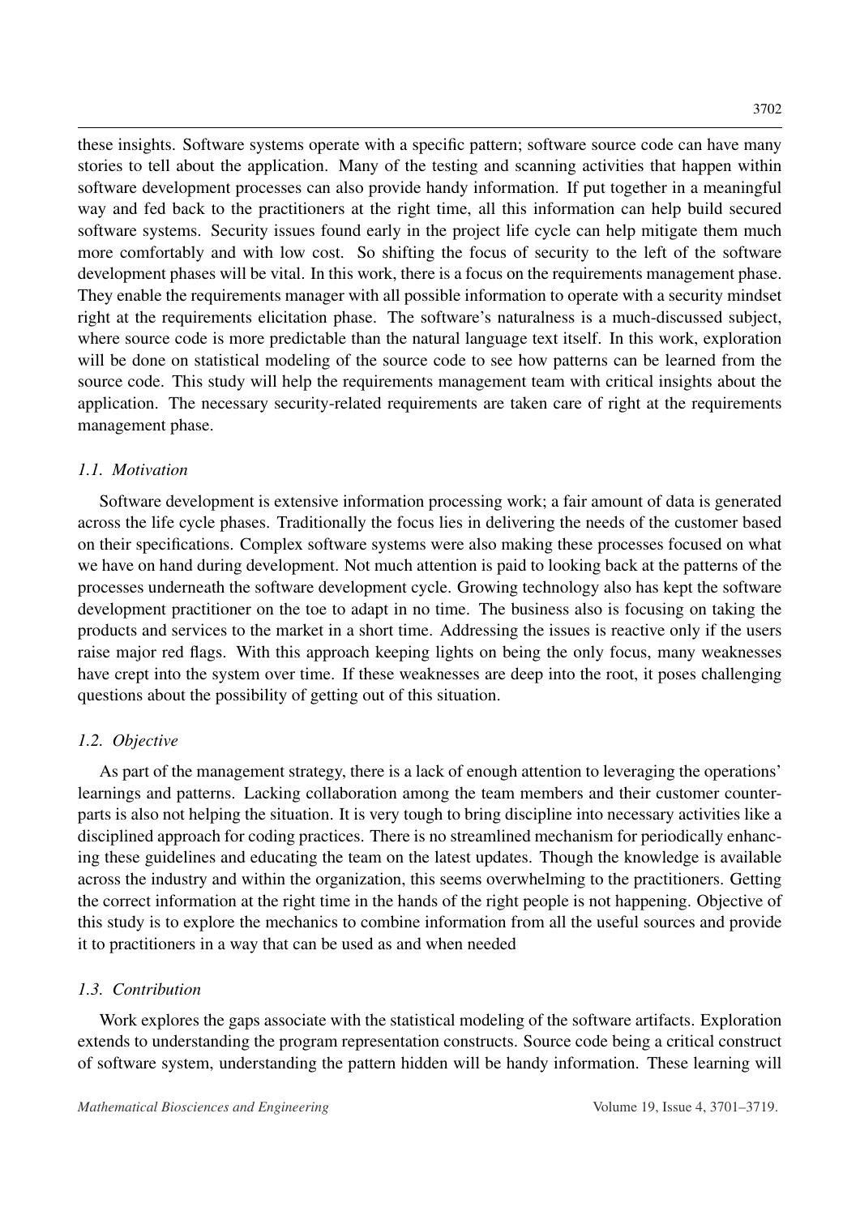these insights. Software systems operate with a specific pattern; software source code can have many stories to tell about the application. Many of the testing and scanning activities that happen within software development processes can also provide handy information. If put together in a meaningful way and fed back to the practitioners at the right time, all this information can help build secured software systems. Security issues found early in the project life cycle can help mitigate them much more comfortably and with low cost. So shifting the focus of security to the left of the software development phases will be vital. In this work, there is a focus on the requirements management phase. They enable the requirements manager with all possible information to operate with a security mindset right at the requirements elicitation phase. The software's naturalness is a much-discussed subject, where source code is more predictable than the natural language text itself. In this work, exploration will be done on statistical modeling of the source code to see how patterns can be learned from the source code. This study will help the requirements management team with critical insights about the application. The necessary security-related requirements are taken care of right at the requirements management phase.

### *1.1. Motivation*

Software development is extensive information processing work; a fair amount of data is generated across the life cycle phases. Traditionally the focus lies in delivering the needs of the customer based on their specifications. Complex software systems were also making these processes focused on what we have on hand during development. Not much attention is paid to looking back at the patterns of the processes underneath the software development cycle. Growing technology also has kept the software development practitioner on the toe to adapt in no time. The business also is focusing on taking the products and services to the market in a short time. Addressing the issues is reactive only if the users raise major red flags. With this approach keeping lights on being the only focus, many weaknesses have crept into the system over time. If these weaknesses are deep into the root, it poses challenging questions about the possibility of getting out of this situation.

### *1.2. Objective*

As part of the management strategy, there is a lack of enough attention to leveraging the operations' learnings and patterns. Lacking collaboration among the team members and their customer counterparts is also not helping the situation. It is very tough to bring discipline into necessary activities like a disciplined approach for coding practices. There is no streamlined mechanism for periodically enhancing these guidelines and educating the team on the latest updates. Though the knowledge is available across the industry and within the organization, this seems overwhelming to the practitioners. Getting the correct information at the right time in the hands of the right people is not happening. Objective of this study is to explore the mechanics to combine information from all the useful sources and provide it to practitioners in a way that can be used as and when needed

### *1.3. Contribution*

Work explores the gaps associate with the statistical modeling of the software artifacts. Exploration extends to understanding the program representation constructs. Source code being a critical construct of software system, understanding the pattern hidden will be handy information. These learning will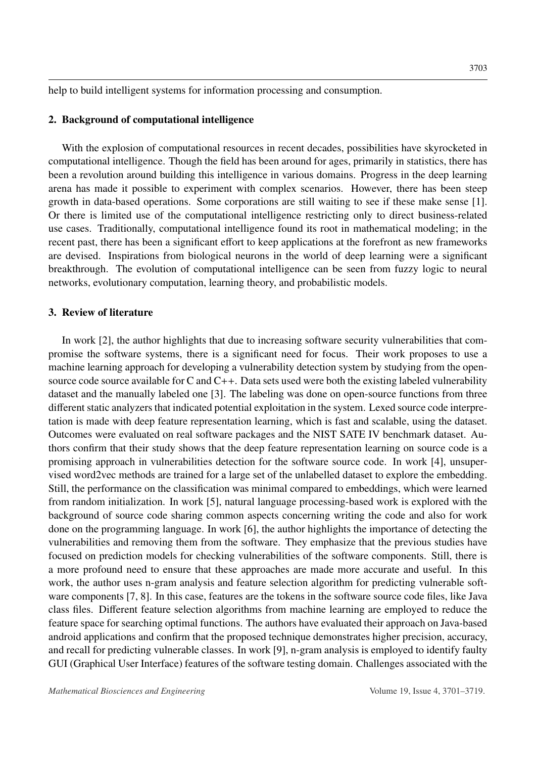help to build intelligent systems for information processing and consumption.

## 2. Background of computational intelligence

With the explosion of computational resources in recent decades, possibilities have skyrocketed in computational intelligence. Though the field has been around for ages, primarily in statistics, there has been a revolution around building this intelligence in various domains. Progress in the deep learning arena has made it possible to experiment with complex scenarios. However, there has been steep growth in data-based operations. Some corporations are still waiting to see if these make sense [1]. Or there is limited use of the computational intelligence restricting only to direct business-related use cases. Traditionally, computational intelligence found its root in mathematical modeling; in the recent past, there has been a significant effort to keep applications at the forefront as new frameworks are devised. Inspirations from biological neurons in the world of deep learning were a significant breakthrough. The evolution of computational intelligence can be seen from fuzzy logic to neural networks, evolutionary computation, learning theory, and probabilistic models.

## 3. Review of literature

In work [2], the author highlights that due to increasing software security vulnerabilities that compromise the software systems, there is a significant need for focus. Their work proposes to use a machine learning approach for developing a vulnerability detection system by studying from the open-source code source available for C and C++. Data sets used were both the existing labeled vulnerability dataset and the manually labeled one [3]. The labeling was done on open-source functions from three different static analyzers that indicated potential exploitation in the system. Lexed source code interpretation is made with deep feature representation learning, which is fast and scalable, using the dataset. Outcomes were evaluated on real software packages and the NIST SATE IV benchmark dataset. Authors confirm that their study shows that the deep feature representation learning on source code is a promising approach in vulnerabilities detection for the software source code. In work [4], unsupervised word2vec methods are trained for a large set of the unlabelled dataset to explore the embedding. Still, the performance on the classification was minimal compared to embeddings, which were learned from random initialization. In work [5], natural language processing-based work is explored with the background of source code sharing common aspects concerning writing the code and also for work done on the programming language. In work [6], the author highlights the importance of detecting the vulnerabilities and removing them from the software. They emphasize that the previous studies have focused on prediction models for checking vulnerabilities of the software components. Still, there is a more profound need to ensure that these approaches are made more accurate and useful. In this work, the author uses n-gram analysis and feature selection algorithm for predicting vulnerable software components [7, 8]. In this case, features are the tokens in the software source code files, like Java class files. Different feature selection algorithms from machine learning are employed to reduce the feature space for searching optimal functions. The authors have evaluated their approach on Java-based android applications and confirm that the proposed technique demonstrates higher precision, accuracy, and recall for predicting vulnerable classes. In work [9], n-gram analysis is employed to identify faulty GUI (Graphical User Interface) features of the software testing domain. Challenges associated with the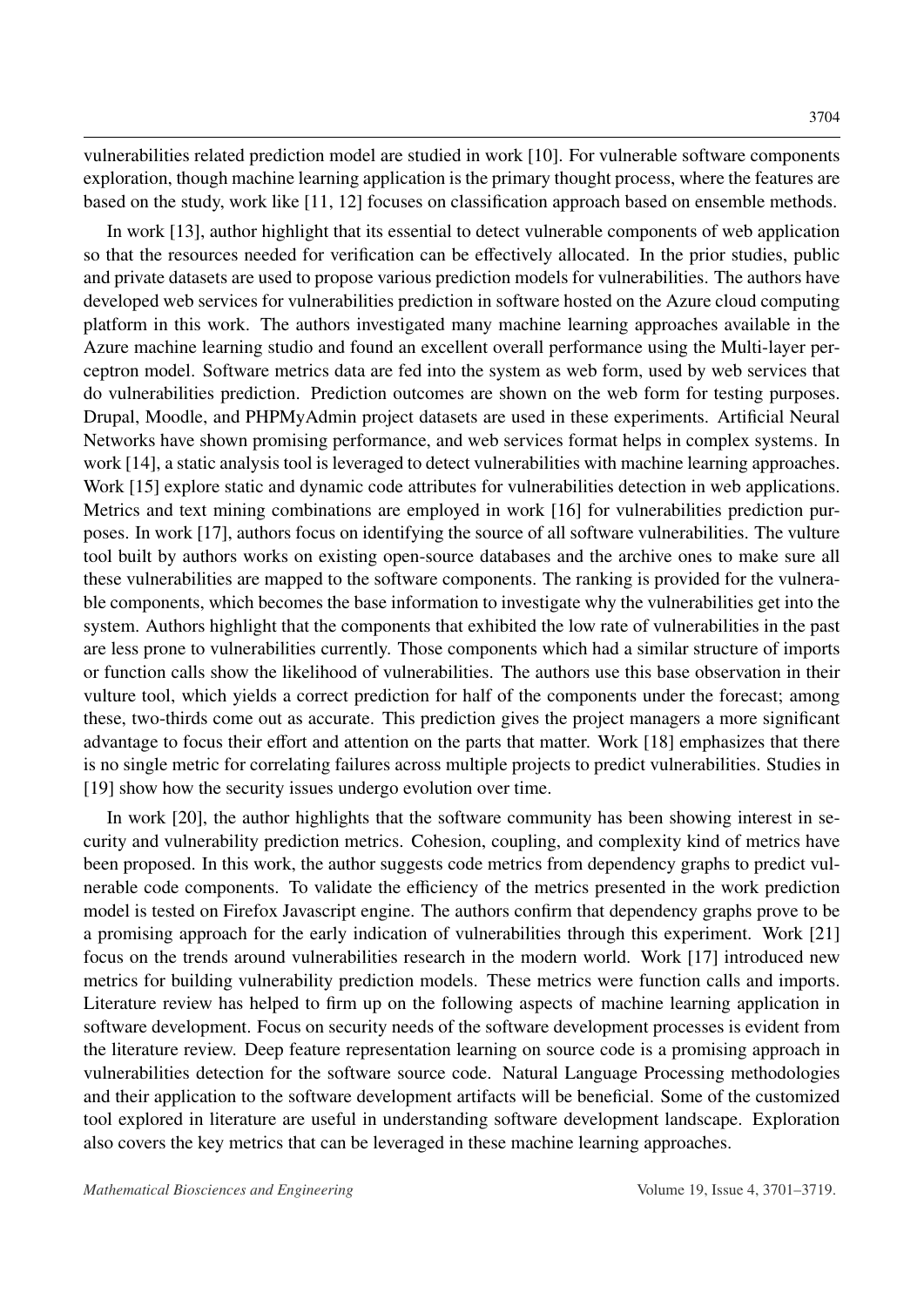vulnerabilities related prediction model are studied in work [10]. For vulnerable software components exploration, though machine learning application is the primary thought process, where the features are based on the study, work like [11, 12] focuses on classification approach based on ensemble methods.

In work [13], author highlight that its essential to detect vulnerable components of web application so that the resources needed for verification can be effectively allocated. In the prior studies, public and private datasets are used to propose various prediction models for vulnerabilities. The authors have developed web services for vulnerabilities prediction in software hosted on the Azure cloud computing platform in this work. The authors investigated many machine learning approaches available in the Azure machine learning studio and found an excellent overall performance using the Multi-layer perceptron model. Software metrics data are fed into the system as web form, used by web services that do vulnerabilities prediction. Prediction outcomes are shown on the web form for testing purposes. Drupal, Moodle, and PHPMyAdmin project datasets are used in these experiments. Artificial Neural Networks have shown promising performance, and web services format helps in complex systems. In work [14], a static analysis tool is leveraged to detect vulnerabilities with machine learning approaches. Work [15] explore static and dynamic code attributes for vulnerabilities detection in web applications. Metrics and text mining combinations are employed in work [16] for vulnerabilities prediction purposes. In work [17], authors focus on identifying the source of all software vulnerabilities. The vulture tool built by authors works on existing open-source databases and the archive ones to make sure all these vulnerabilities are mapped to the software components. The ranking is provided for the vulnerable components, which becomes the base information to investigate why the vulnerabilities get into the system. Authors highlight that the components that exhibited the low rate of vulnerabilities in the past are less prone to vulnerabilities currently. Those components which had a similar structure of imports or function calls show the likelihood of vulnerabilities. The authors use this base observation in their vulture tool, which yields a correct prediction for half of the components under the forecast; among these, two-thirds come out as accurate. This prediction gives the project managers a more significant advantage to focus their effort and attention on the parts that matter. Work [18] emphasizes that there is no single metric for correlating failures across multiple projects to predict vulnerabilities. Studies in [19] show how the security issues undergo evolution over time.

In work [20], the author highlights that the software community has been showing interest in security and vulnerability prediction metrics. Cohesion, coupling, and complexity kind of metrics have been proposed. In this work, the author suggests code metrics from dependency graphs to predict vulnerable code components. To validate the efficiency of the metrics presented in the work prediction model is tested on Firefox Javascript engine. The authors confirm that dependency graphs prove to be a promising approach for the early indication of vulnerabilities through this experiment. Work [21] focus on the trends around vulnerabilities research in the modern world. Work [17] introduced new metrics for building vulnerability prediction models. These metrics were function calls and imports. Literature review has helped to firm up on the following aspects of machine learning application in software development. Focus on security needs of the software development processes is evident from the literature review. Deep feature representation learning on source code is a promising approach in vulnerabilities detection for the software source code. Natural Language Processing methodologies and their application to the software development artifacts will be beneficial. Some of the customized tool explored in literature are useful in understanding software development landscape. Exploration also covers the key metrics that can be leveraged in these machine learning approaches.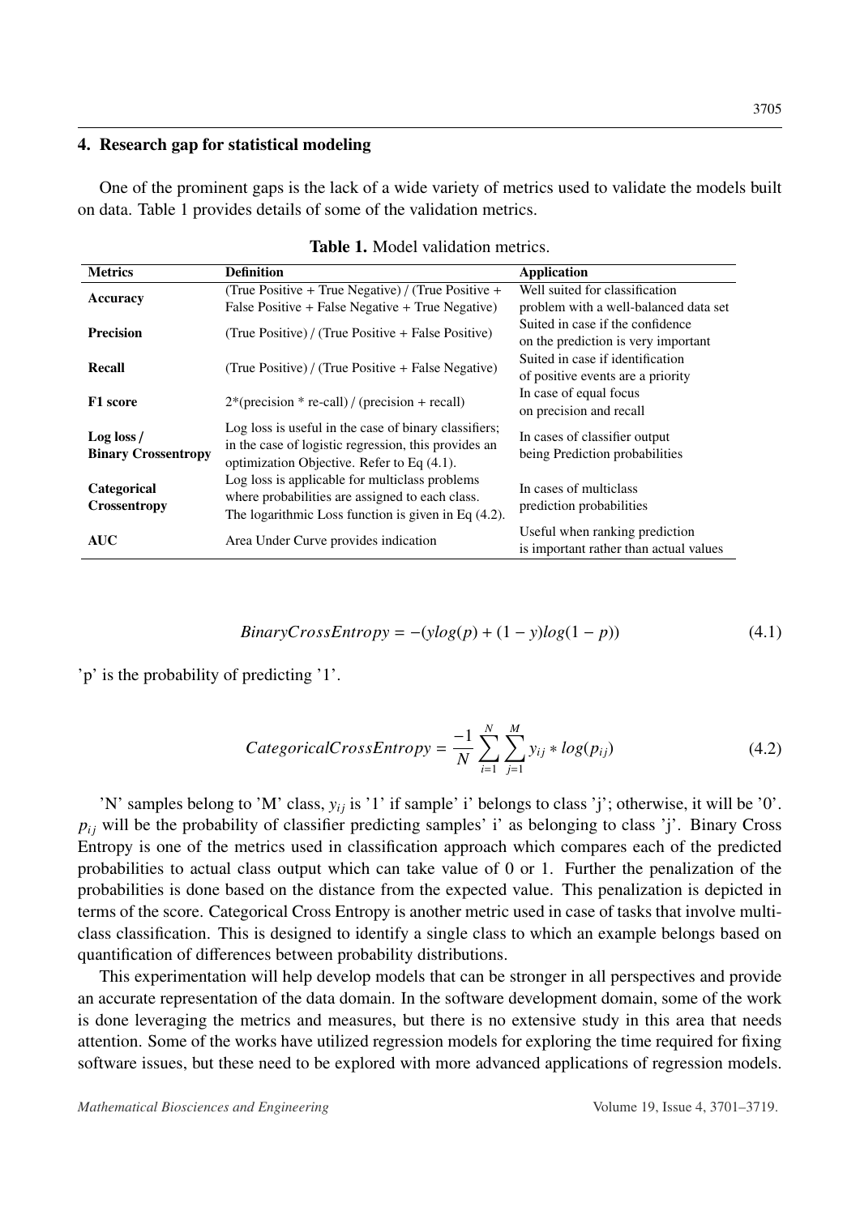## 4. Research gap for statistical modeling

One of the prominent gaps is the lack of a wide variety of metrics used to validate the models built on data. Table 1 provides details of some of the validation metrics.

**Table 1.** Model validation metrics.

| Metrics | Definition | Application |
|---|---|---|
| **Accuracy** | (True Positive + True Negative) / (True Positive + False Positive + False Negative + True Negative) | Well suited for classification problem with a well-balanced data set |
| **Precision** | (True Positive) / (True Positive + False Positive) | Suited in case if the confidence on the prediction is very important |
| **Recall** | (True Positive) / (True Positive + False Negative) | Suited in case if identification of positive events are a priority |
| **F1 score** | 2*(precision * re-call) / (precision + recall) | In case of equal focus on precision and recall |
| **Log loss / Binary Crossentropy** | Log loss is useful in the case of binary classifiers; in the case of logistic regression, this provides an optimization Objective. Refer to Eq (4.1). | In cases of classifier output being Prediction probabilities |
| **Categorical Crossentropy** | Log loss is applicable for multiclass problems where probabilities are assigned to each class. The logarithmic Loss function is given in Eq (4.2). | In cases of multiclass prediction probabilities |
| **AUC** | Area Under Curve provides indication | Useful when ranking prediction is important rather than actual values |

$$BinaryCrossEntropy = -(ylog(p) + (1 - y)log(1 - p)) \tag{4.1}$$

'p' is the probability of predicting '1'.

$$CategoricalCrossEntropy = \frac{-1}{N} \sum_{i=1}^{N} \sum_{j=1}^{M} y_{ij} * log(p_{ij}) \tag{4.2}$$

'N' samples belong to 'M' class, $y_{ij}$ is '1' if sample' i' belongs to class 'j'; otherwise, it will be '0'. $p_{ij}$ will be the probability of classifier predicting samples' i' as belonging to class 'j'. Binary Cross Entropy is one of the metrics used in classification approach which compares each of the predicted probabilities to actual class output which can take value of 0 or 1. Further the penalization of the probabilities is done based on the distance from the expected value. This penalization is depicted in terms of the score. Categorical Cross Entropy is another metric used in case of tasks that involve multi-class classification. This is designed to identify a single class to which an example belongs based on quantification of differences between probability distributions.

This experimentation will help develop models that can be stronger in all perspectives and provide an accurate representation of the data domain. In the software development domain, some of the work is done leveraging the metrics and measures, but there is no extensive study in this area that needs attention. Some of the works have utilized regression models for exploring the time required for fixing software issues, but these need to be explored with more advanced applications of regression models.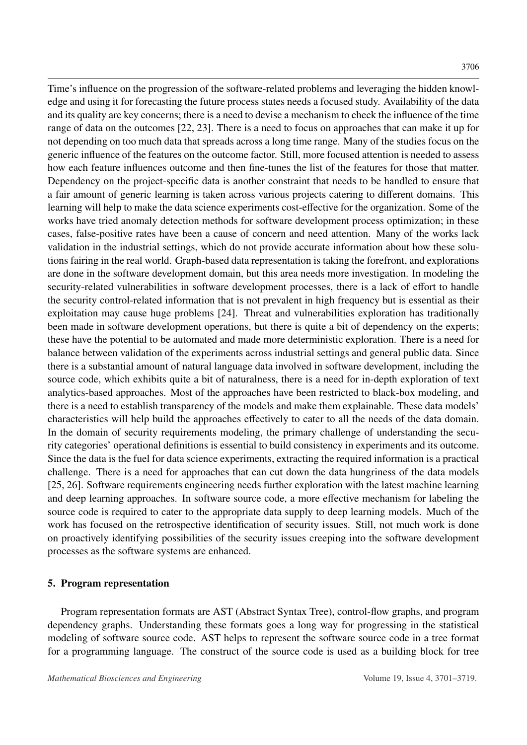Time's influence on the progression of the software-related problems and leveraging the hidden knowledge and using it for forecasting the future process states needs a focused study. Availability of the data and its quality are key concerns; there is a need to devise a mechanism to check the influence of the time range of data on the outcomes [22, 23]. There is a need to focus on approaches that can make it up for not depending on too much data that spreads across a long time range. Many of the studies focus on the generic influence of the features on the outcome factor. Still, more focused attention is needed to assess how each feature influences outcome and then fine-tunes the list of the features for those that matter. Dependency on the project-specific data is another constraint that needs to be handled to ensure that a fair amount of generic learning is taken across various projects catering to different domains. This learning will help to make the data science experiments cost-effective for the organization. Some of the works have tried anomaly detection methods for software development process optimization; in these cases, false-positive rates have been a cause of concern and need attention. Many of the works lack validation in the industrial settings, which do not provide accurate information about how these solutions fairing in the real world. Graph-based data representation is taking the forefront, and explorations are done in the software development domain, but this area needs more investigation. In modeling the security-related vulnerabilities in software development processes, there is a lack of effort to handle the security control-related information that is not prevalent in high frequency but is essential as their exploitation may cause huge problems [24]. Threat and vulnerabilities exploration has traditionally been made in software development operations, but there is quite a bit of dependency on the experts; these have the potential to be automated and made more deterministic exploration. There is a need for balance between validation of the experiments across industrial settings and general public data. Since there is a substantial amount of natural language data involved in software development, including the source code, which exhibits quite a bit of naturalness, there is a need for in-depth exploration of text analytics-based approaches. Most of the approaches have been restricted to black-box modeling, and there is a need to establish transparency of the models and make them explainable. These data models' characteristics will help build the approaches effectively to cater to all the needs of the data domain. In the domain of security requirements modeling, the primary challenge of understanding the security categories' operational definitions is essential to build consistency in experiments and its outcome. Since the data is the fuel for data science experiments, extracting the required information is a practical challenge. There is a need for approaches that can cut down the data hungriness of the data models [25, 26]. Software requirements engineering needs further exploration with the latest machine learning and deep learning approaches. In software source code, a more effective mechanism for labeling the source code is required to cater to the appropriate data supply to deep learning models. Much of the work has focused on the retrospective identification of security issues. Still, not much work is done on proactively identifying possibilities of the security issues creeping into the software development processes as the software systems are enhanced.

## 5. Program representation

Program representation formats are AST (Abstract Syntax Tree), control-flow graphs, and program dependency graphs. Understanding these formats goes a long way for progressing in the statistical modeling of software source code. AST helps to represent the software source code in a tree format for a programming language. The construct of the source code is used as a building block for tree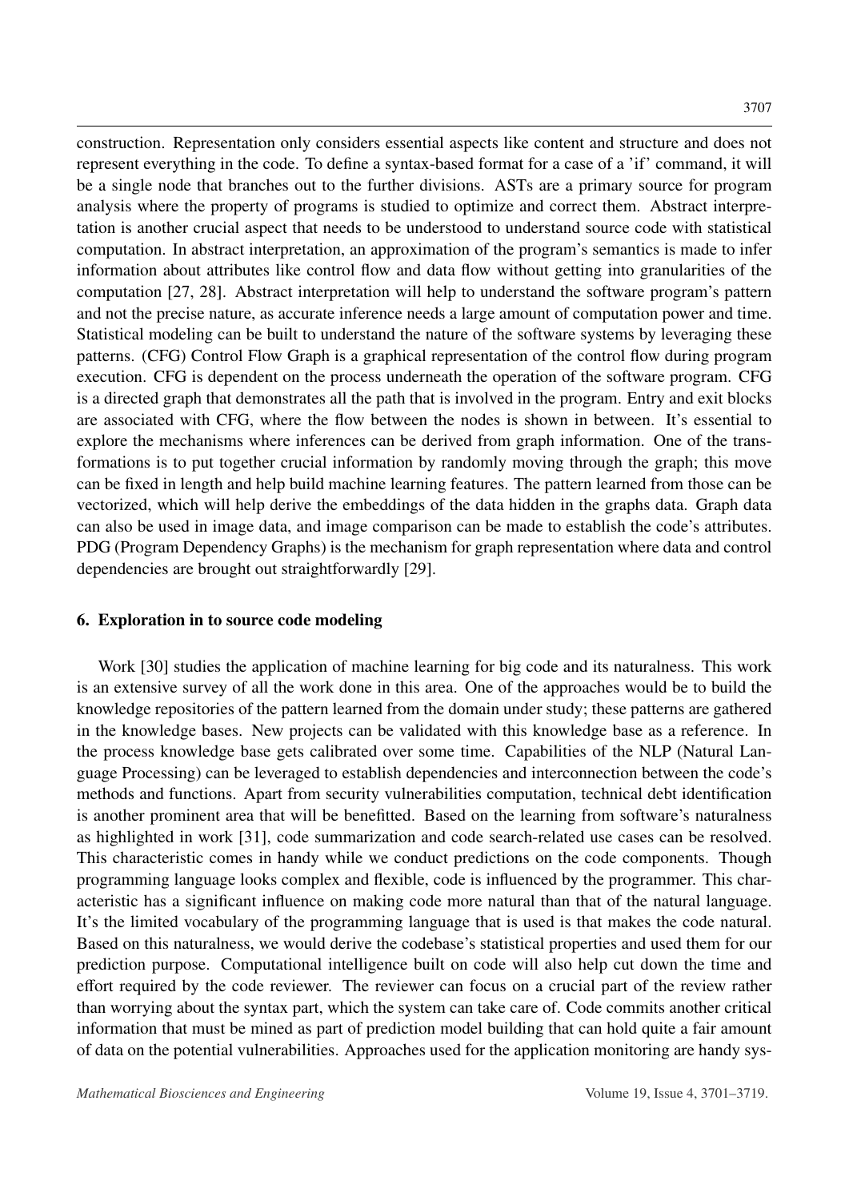construction. Representation only considers essential aspects like content and structure and does not represent everything in the code. To define a syntax-based format for a case of a 'if' command, it will be a single node that branches out to the further divisions. ASTs are a primary source for program analysis where the property of programs is studied to optimize and correct them. Abstract interpretation is another crucial aspect that needs to be understood to understand source code with statistical computation. In abstract interpretation, an approximation of the program's semantics is made to infer information about attributes like control flow and data flow without getting into granularities of the computation [27, 28]. Abstract interpretation will help to understand the software program's pattern and not the precise nature, as accurate inference needs a large amount of computation power and time. Statistical modeling can be built to understand the nature of the software systems by leveraging these patterns. (CFG) Control Flow Graph is a graphical representation of the control flow during program execution. CFG is dependent on the process underneath the operation of the software program. CFG is a directed graph that demonstrates all the path that is involved in the program. Entry and exit blocks are associated with CFG, where the flow between the nodes is shown in between. It's essential to explore the mechanisms where inferences can be derived from graph information. One of the transformations is to put together crucial information by randomly moving through the graph; this move can be fixed in length and help build machine learning features. The pattern learned from those can be vectorized, which will help derive the embeddings of the data hidden in the graphs data. Graph data can also be used in image data, and image comparison can be made to establish the code's attributes. PDG (Program Dependency Graphs) is the mechanism for graph representation where data and control dependencies are brought out straightforwardly [29].

## 6. Exploration in to source code modeling

Work [30] studies the application of machine learning for big code and its naturalness. This work is an extensive survey of all the work done in this area. One of the approaches would be to build the knowledge repositories of the pattern learned from the domain under study; these patterns are gathered in the knowledge bases. New projects can be validated with this knowledge base as a reference. In the process knowledge base gets calibrated over some time. Capabilities of the NLP (Natural Language Processing) can be leveraged to establish dependencies and interconnection between the code's methods and functions. Apart from security vulnerabilities computation, technical debt identification is another prominent area that will be benefitted. Based on the learning from software's naturalness as highlighted in work [31], code summarization and code search-related use cases can be resolved. This characteristic comes in handy while we conduct predictions on the code components. Though programming language looks complex and flexible, code is influenced by the programmer. This characteristic has a significant influence on making code more natural than that of the natural language. It's the limited vocabulary of the programming language that is used is that makes the code natural. Based on this naturalness, we would derive the codebase's statistical properties and used them for our prediction purpose. Computational intelligence built on code will also help cut down the time and effort required by the code reviewer. The reviewer can focus on a crucial part of the review rather than worrying about the syntax part, which the system can take care of. Code commits another critical information that must be mined as part of prediction model building that can hold quite a fair amount of data on the potential vulnerabilities. Approaches used for the application monitoring are handy sys-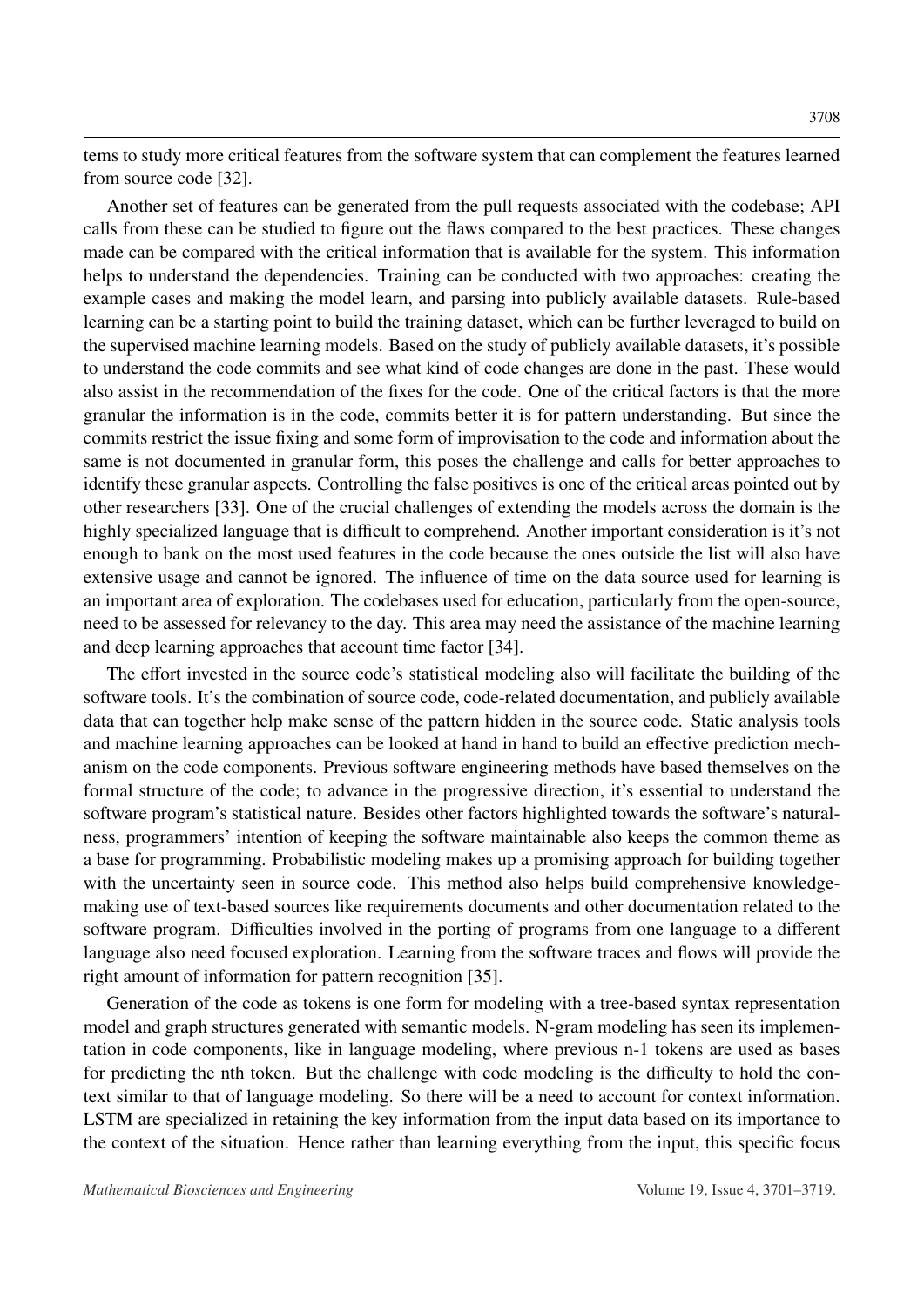tems to study more critical features from the software system that can complement the features learned from source code [32].

Another set of features can be generated from the pull requests associated with the codebase; API calls from these can be studied to figure out the flaws compared to the best practices. These changes made can be compared with the critical information that is available for the system. This information helps to understand the dependencies. Training can be conducted with two approaches: creating the example cases and making the model learn, and parsing into publicly available datasets. Rule-based learning can be a starting point to build the training dataset, which can be further leveraged to build on the supervised machine learning models. Based on the study of publicly available datasets, it's possible to understand the code commits and see what kind of code changes are done in the past. These would also assist in the recommendation of the fixes for the code. One of the critical factors is that the more granular the information is in the code, commits better it is for pattern understanding. But since the commits restrict the issue fixing and some form of improvisation to the code and information about the same is not documented in granular form, this poses the challenge and calls for better approaches to identify these granular aspects. Controlling the false positives is one of the critical areas pointed out by other researchers [33]. One of the crucial challenges of extending the models across the domain is the highly specialized language that is difficult to comprehend. Another important consideration is it's not enough to bank on the most used features in the code because the ones outside the list will also have extensive usage and cannot be ignored. The influence of time on the data source used for learning is an important area of exploration. The codebases used for education, particularly from the open-source, need to be assessed for relevancy to the day. This area may need the assistance of the machine learning and deep learning approaches that account time factor [34].

The effort invested in the source code's statistical modeling also will facilitate the building of the software tools. It's the combination of source code, code-related documentation, and publicly available data that can together help make sense of the pattern hidden in the source code. Static analysis tools and machine learning approaches can be looked at hand in hand to build an effective prediction mechanism on the code components. Previous software engineering methods have based themselves on the formal structure of the code; to advance in the progressive direction, it's essential to understand the software program's statistical nature. Besides other factors highlighted towards the software's naturalness, programmers' intention of keeping the software maintainable also keeps the common theme as a base for programming. Probabilistic modeling makes up a promising approach for building together with the uncertainty seen in source code. This method also helps build comprehensive knowledge-making use of text-based sources like requirements documents and other documentation related to the software program. Difficulties involved in the porting of programs from one language to a different language also need focused exploration. Learning from the software traces and flows will provide the right amount of information for pattern recognition [35].

Generation of the code as tokens is one form for modeling with a tree-based syntax representation model and graph structures generated with semantic models. N-gram modeling has seen its implementation in code components, like in language modeling, where previous n-1 tokens are used as bases for predicting the nth token. But the challenge with code modeling is the difficulty to hold the context similar to that of language modeling. So there will be a need to account for context information. LSTM are specialized in retaining the key information from the input data based on its importance to the context of the situation. Hence rather than learning everything from the input, this specific focus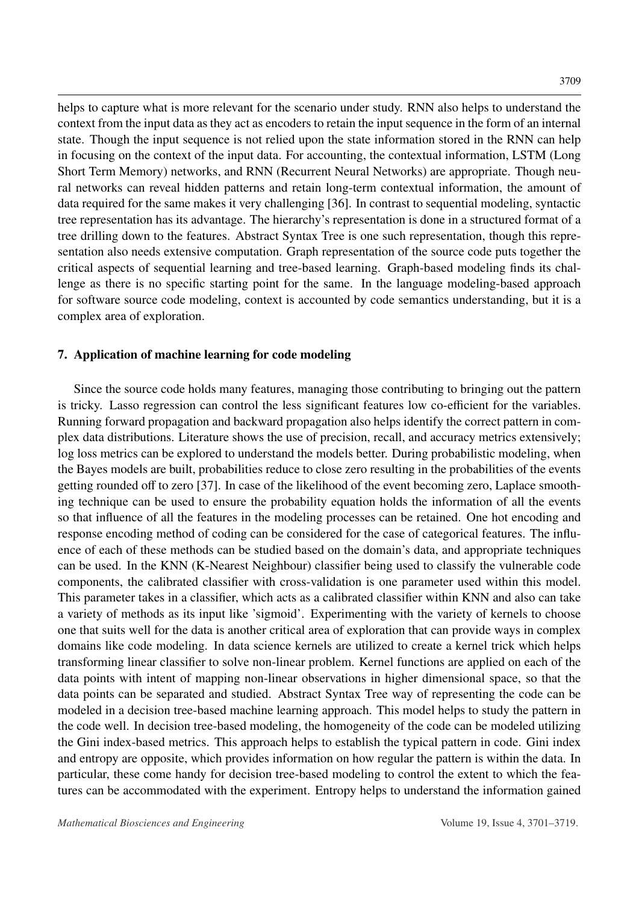helps to capture what is more relevant for the scenario under study. RNN also helps to understand the context from the input data as they act as encoders to retain the input sequence in the form of an internal state. Though the input sequence is not relied upon the state information stored in the RNN can help in focusing on the context of the input data. For accounting, the contextual information, LSTM (Long Short Term Memory) networks, and RNN (Recurrent Neural Networks) are appropriate. Though neural networks can reveal hidden patterns and retain long-term contextual information, the amount of data required for the same makes it very challenging [36]. In contrast to sequential modeling, syntactic tree representation has its advantage. The hierarchy's representation is done in a structured format of a tree drilling down to the features. Abstract Syntax Tree is one such representation, though this representation also needs extensive computation. Graph representation of the source code puts together the critical aspects of sequential learning and tree-based learning. Graph-based modeling finds its challenge as there is no specific starting point for the same. In the language modeling-based approach for software source code modeling, context is accounted by code semantics understanding, but it is a complex area of exploration.

## 7. Application of machine learning for code modeling

Since the source code holds many features, managing those contributing to bringing out the pattern is tricky. Lasso regression can control the less significant features low co-efficient for the variables. Running forward propagation and backward propagation also helps identify the correct pattern in complex data distributions. Literature shows the use of precision, recall, and accuracy metrics extensively; log loss metrics can be explored to understand the models better. During probabilistic modeling, when the Bayes models are built, probabilities reduce to close zero resulting in the probabilities of the events getting rounded off to zero [37]. In case of the likelihood of the event becoming zero, Laplace smoothing technique can be used to ensure the probability equation holds the information of all the events so that influence of all the features in the modeling processes can be retained. One hot encoding and response encoding method of coding can be considered for the case of categorical features. The influence of each of these methods can be studied based on the domain's data, and appropriate techniques can be used. In the KNN (K-Nearest Neighbour) classifier being used to classify the vulnerable code components, the calibrated classifier with cross-validation is one parameter used within this model. This parameter takes in a classifier, which acts as a calibrated classifier within KNN and also can take a variety of methods as its input like 'sigmoid'. Experimenting with the variety of kernels to choose one that suits well for the data is another critical area of exploration that can provide ways in complex domains like code modeling. In data science kernels are utilized to create a kernel trick which helps transforming linear classifier to solve non-linear problem. Kernel functions are applied on each of the data points with intent of mapping non-linear observations in higher dimensional space, so that the data points can be separated and studied. Abstract Syntax Tree way of representing the code can be modeled in a decision tree-based machine learning approach. This model helps to study the pattern in the code well. In decision tree-based modeling, the homogeneity of the code can be modeled utilizing the Gini index-based metrics. This approach helps to establish the typical pattern in code. Gini index and entropy are opposite, which provides information on how regular the pattern is within the data. In particular, these come handy for decision tree-based modeling to control the extent to which the features can be accommodated with the experiment. Entropy helps to understand the information gained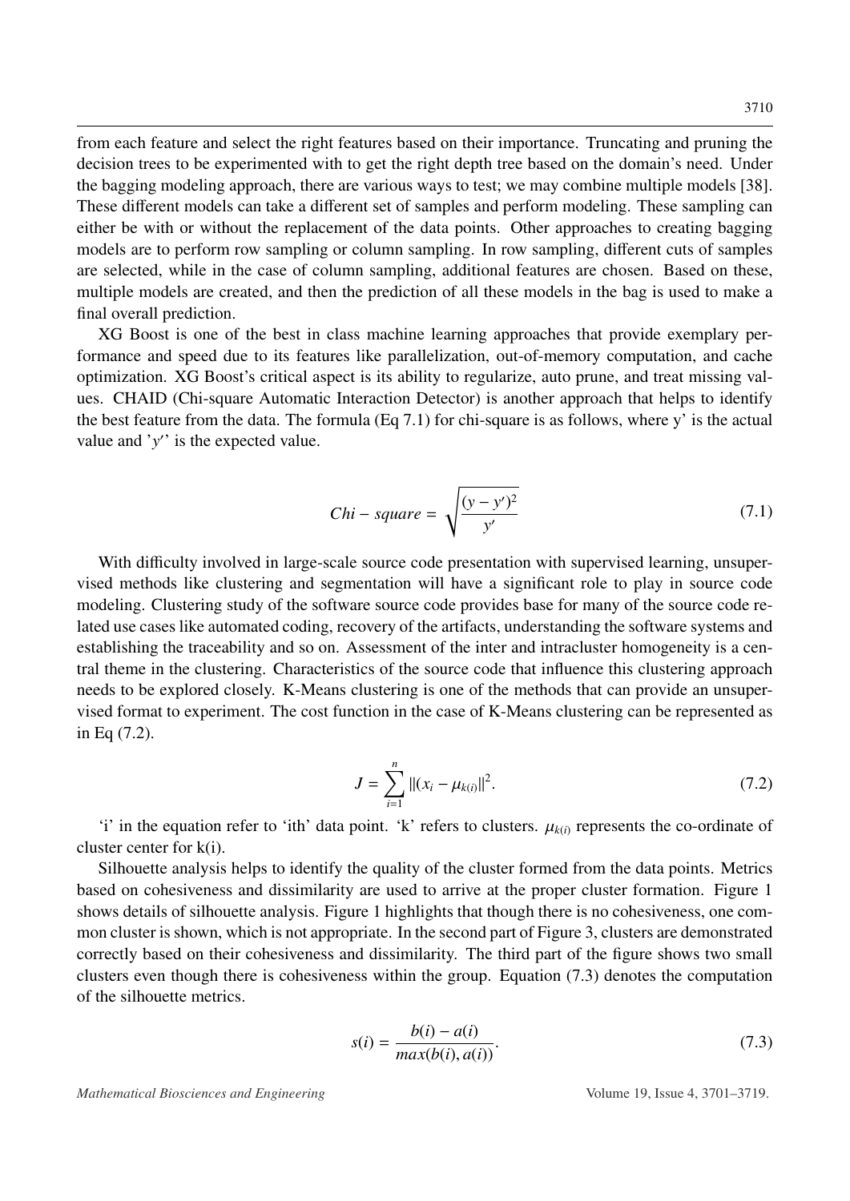from each feature and select the right features based on their importance. Truncating and pruning the decision trees to be experimented with to get the right depth tree based on the domain's need. Under the bagging modeling approach, there are various ways to test; we may combine multiple models [38]. These different models can take a different set of samples and perform modeling. These sampling can either be with or without the replacement of the data points. Other approaches to creating bagging models are to perform row sampling or column sampling. In row sampling, different cuts of samples are selected, while in the case of column sampling, additional features are chosen. Based on these, multiple models are created, and then the prediction of all these models in the bag is used to make a final overall prediction.

XG Boost is one of the best in class machine learning approaches that provide exemplary performance and speed due to its features like parallelization, out-of-memory computation, and cache optimization. XG Boost's critical aspect is its ability to regularize, auto prune, and treat missing values. CHAID (Chi-square Automatic Interaction Detector) is another approach that helps to identify the best feature from the data. The formula (Eq 7.1) for chi-square is as follows, where y' is the actual value and '$y'$' is the expected value.

$$Chi - square = \sqrt{\frac{(y - y')^2}{y'}} \tag{7.1}$$

With difficulty involved in large-scale source code presentation with supervised learning, unsupervised methods like clustering and segmentation will have a significant role to play in source code modeling. Clustering study of the software source code provides base for many of the source code related use cases like automated coding, recovery of the artifacts, understanding the software systems and establishing the traceability and so on. Assessment of the inter and intracluster homogeneity is a central theme in the clustering. Characteristics of the source code that influence this clustering approach needs to be explored closely. K-Means clustering is one of the methods that can provide an unsupervised format to experiment. The cost function in the case of K-Means clustering can be represented as in Eq (7.2).

$$J = \sum_{i=1}^{n} ||(x_i - \mu_{k(i)}||^2. \tag{7.2}$$

'i' in the equation refer to 'ith' data point. 'k' refers to clusters. $\mu_{k(i)}$ represents the co-ordinate of cluster center for k(i).

Silhouette analysis helps to identify the quality of the cluster formed from the data points. Metrics based on cohesiveness and dissimilarity are used to arrive at the proper cluster formation. Figure 1 shows details of silhouette analysis. Figure 1 highlights that though there is no cohesiveness, one common cluster is shown, which is not appropriate. In the second part of Figure 3, clusters are demonstrated correctly based on their cohesiveness and dissimilarity. The third part of the figure shows two small clusters even though there is cohesiveness within the group. Equation (7.3) denotes the computation of the silhouette metrics.

$$s(i) = \frac{b(i) - a(i)}{max(b(i), a(i))}. \tag{7.3}$$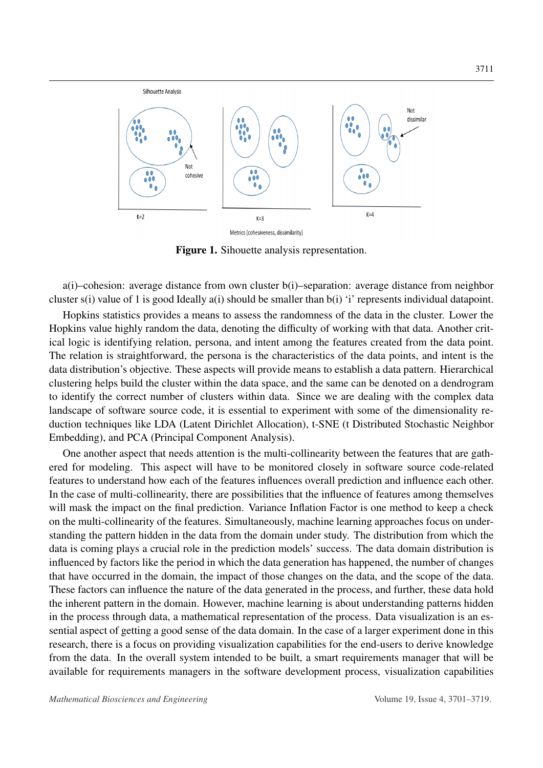**Figure 1.** Sihouette analysis representation.

a(i)–cohesion: average distance from own cluster b(i)–separation: average distance from neighbor cluster s(i) value of 1 is good Ideally a(i) should be smaller than b(i) 'i' represents individual datapoint.

Hopkins statistics provides a means to assess the randomness of the data in the cluster. Lower the Hopkins value highly random the data, denoting the difficulty of working with that data. Another critical logic is identifying relation, persona, and intent among the features created from the data point. The relation is straightforward, the persona is the characteristics of the data points, and intent is the data distribution's objective. These aspects will provide means to establish a data pattern. Hierarchical clustering helps build the cluster within the data space, and the same can be denoted on a dendrogram to identify the correct number of clusters within data. Since we are dealing with the complex data landscape of software source code, it is essential to experiment with some of the dimensionality reduction techniques like LDA (Latent Dirichlet Allocation), t-SNE (t Distributed Stochastic Neighbor Embedding), and PCA (Principal Component Analysis).

One another aspect that needs attention is the multi-collinearity between the features that are gathered for modeling. This aspect will have to be monitored closely in software source code-related features to understand how each of the features influences overall prediction and influence each other. In the case of multi-collinearity, there are possibilities that the influence of features among themselves will mask the impact on the final prediction. Variance Inflation Factor is one method to keep a check on the multi-collinearity of the features. Simultaneously, machine learning approaches focus on understanding the pattern hidden in the data from the domain under study. The distribution from which the data is coming plays a crucial role in the prediction models' success. The data domain distribution is influenced by factors like the period in which the data generation has happened, the number of changes that have occurred in the domain, the impact of those changes on the data, and the scope of the data. These factors can influence the nature of the data generated in the process, and further, these data hold the inherent pattern in the domain. However, machine learning is about understanding patterns hidden in the process through data, a mathematical representation of the process. Data visualization is an essential aspect of getting a good sense of the data domain. In the case of a larger experiment done in this research, there is a focus on providing visualization capabilities for the end-users to derive knowledge from the data. In the overall system intended to be built, a smart requirements manager that will be available for requirements managers in the software development process, visualization capabilities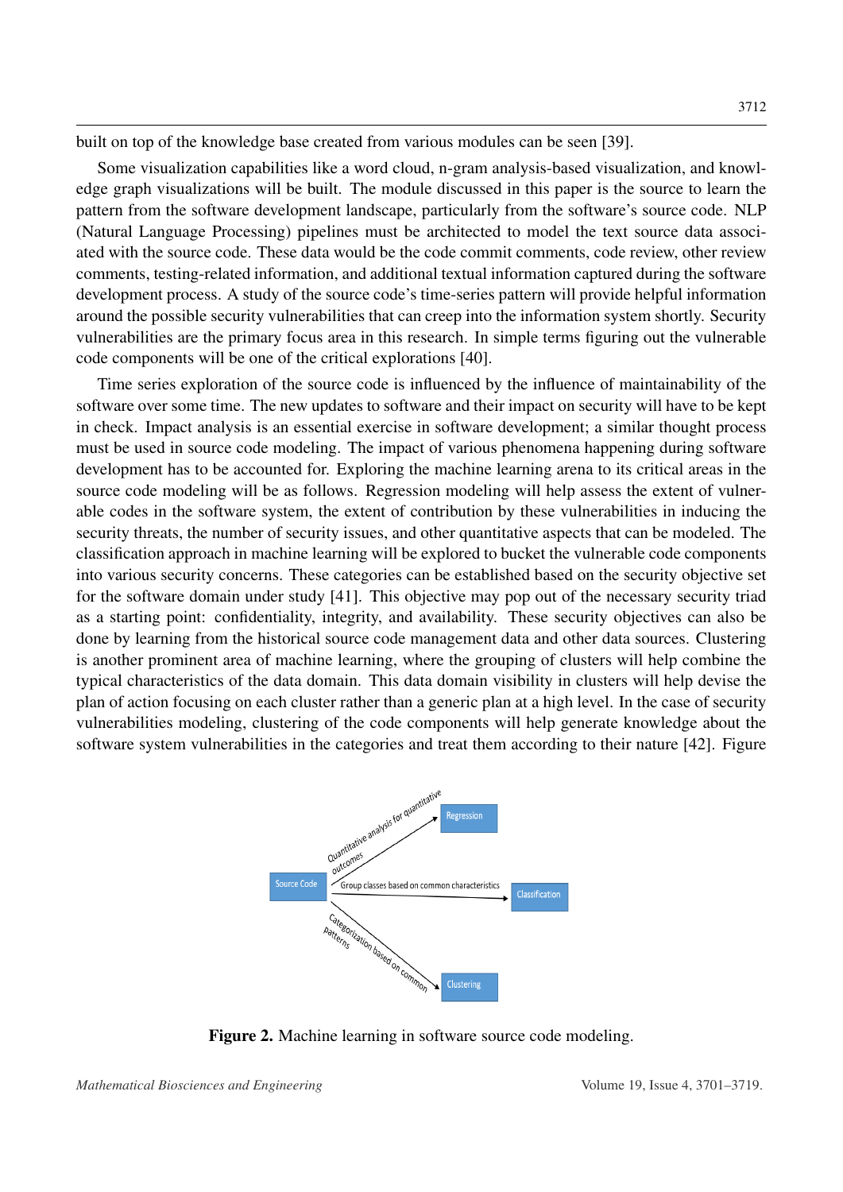built on top of the knowledge base created from various modules can be seen [39].

Some visualization capabilities like a word cloud, n-gram analysis-based visualization, and knowledge graph visualizations will be built. The module discussed in this paper is the source to learn the pattern from the software development landscape, particularly from the software's source code. NLP (Natural Language Processing) pipelines must be architected to model the text source data associated with the source code. These data would be the code commit comments, code review, other review comments, testing-related information, and additional textual information captured during the software development process. A study of the source code's time-series pattern will provide helpful information around the possible security vulnerabilities that can creep into the information system shortly. Security vulnerabilities are the primary focus area in this research. In simple terms figuring out the vulnerable code components will be one of the critical explorations [40].

Time series exploration of the source code is influenced by the influence of maintainability of the software over some time. The new updates to software and their impact on security will have to be kept in check. Impact analysis is an essential exercise in software development; a similar thought process must be used in source code modeling. The impact of various phenomena happening during software development has to be accounted for. Exploring the machine learning arena to its critical areas in the source code modeling will be as follows. Regression modeling will help assess the extent of vulnerable codes in the software system, the extent of contribution by these vulnerabilities in inducing the security threats, the number of security issues, and other quantitative aspects that can be modeled. The classification approach in machine learning will be explored to bucket the vulnerable code components into various security concerns. These categories can be established based on the security objective set for the software domain under study [41]. This objective may pop out of the necessary security triad as a starting point: confidentiality, integrity, and availability. These security objectives can also be done by learning from the historical source code management data and other data sources. Clustering is another prominent area of machine learning, where the grouping of clusters will help combine the typical characteristics of the data domain. This data domain visibility in clusters will help devise the plan of action focusing on each cluster rather than a generic plan at a high level. In the case of security vulnerabilities modeling, clustering of the code components will help generate knowledge about the software system vulnerabilities in the categories and treat them according to their nature [42]. Figure

Source Code → (Quantitative analysis for quantitative outcomes) → Regression

Source Code → (Group classes based on common characteristics) → Classification

Source Code → (Categorization based on common patterns) → Clustering

**Figure 2.** Machine learning in software source code modeling.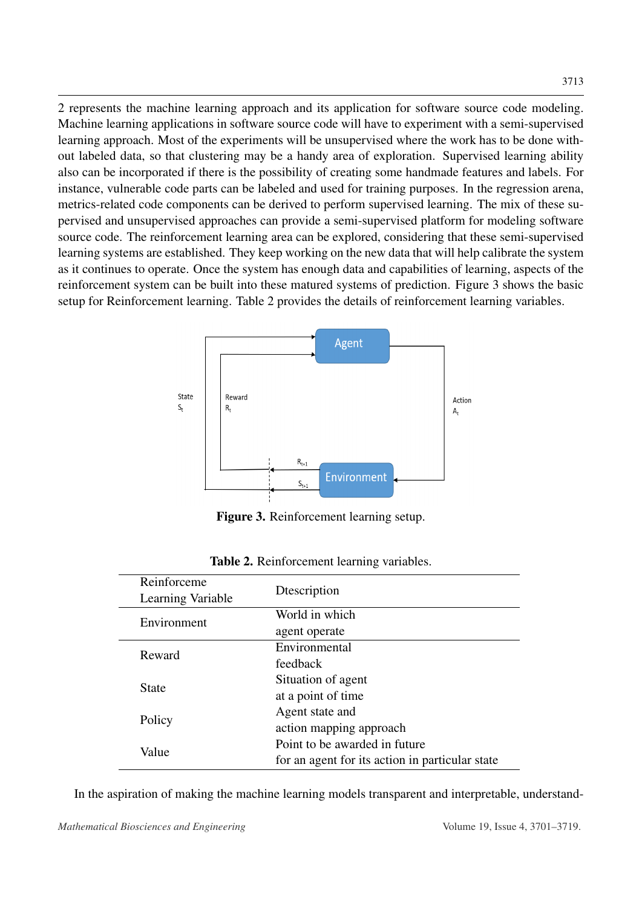2 represents the machine learning approach and its application for software source code modeling. Machine learning applications in software source code will have to experiment with a semi-supervised learning approach. Most of the experiments will be unsupervised where the work has to be done without labeled data, so that clustering may be a handy area of exploration. Supervised learning ability also can be incorporated if there is the possibility of creating some handmade features and labels. For instance, vulnerable code parts can be labeled and used for training purposes. In the regression arena, metrics-related code components can be derived to perform supervised learning. The mix of these supervised and unsupervised approaches can provide a semi-supervised platform for modeling software source code. The reinforcement learning area can be explored, considering that these semi-supervised learning systems are established. They keep working on the new data that will help calibrate the system as it continues to operate. Once the system has enough data and capabilities of learning, aspects of the reinforcement system can be built into these matured systems of prediction. Figure 3 shows the basic setup for Reinforcement learning. Table 2 provides the details of reinforcement learning variables.

**Figure 3.** Reinforcement learning setup.

**Table 2.** Reinforcement learning variables.

| Reinforceme Learning Variable | Dtescription |
|---|---|
| Environment | World in which agent operate |
| Reward | Environmental feedback |
| State | Situation of agent at a point of time |
| Policy | Agent state and action mapping approach |
| Value | Point to be awarded in future for an agent for its action in particular state |

In the aspiration of making the machine learning models transparent and interpretable, understand-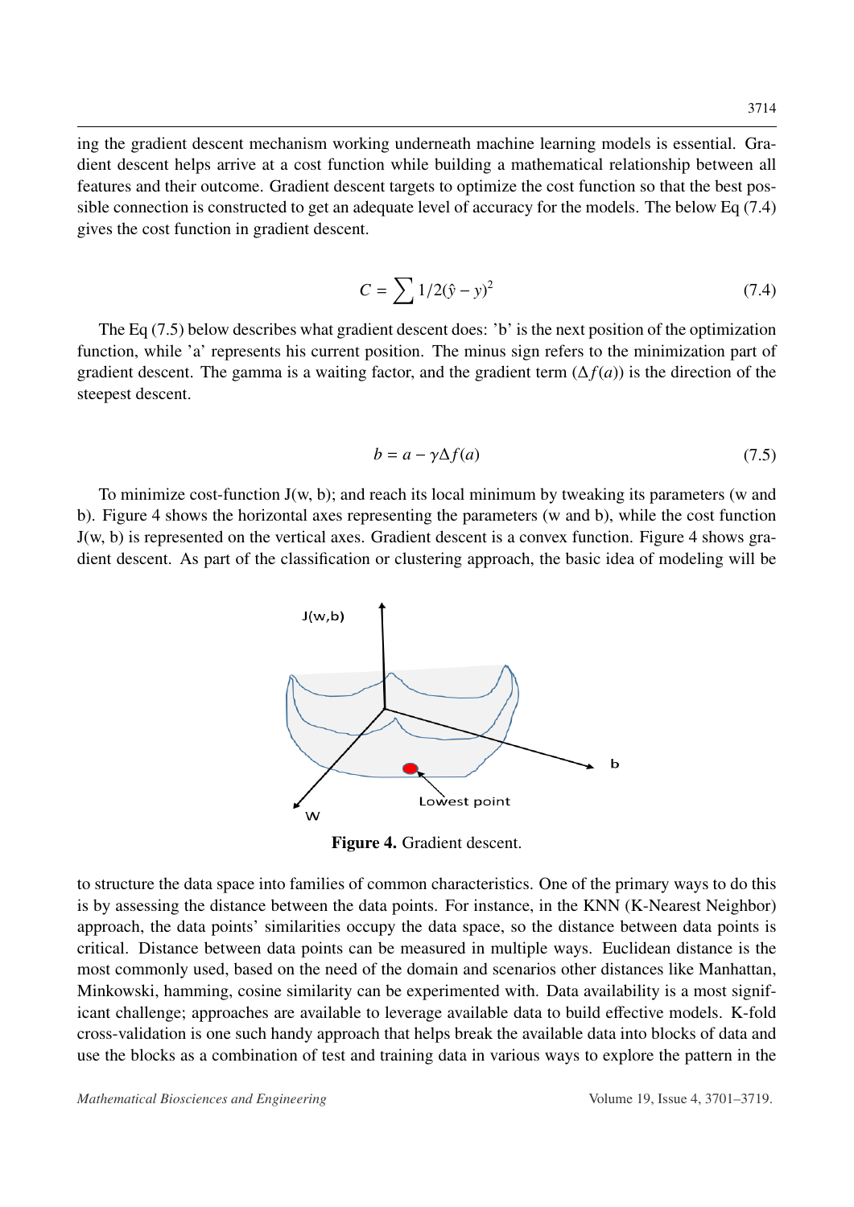ing the gradient descent mechanism working underneath machine learning models is essential. Gradient descent helps arrive at a cost function while building a mathematical relationship between all features and their outcome. Gradient descent targets to optimize the cost function so that the best possible connection is constructed to get an adequate level of accuracy for the models. The below Eq (7.4) gives the cost function in gradient descent.

$$C = \sum 1/2(\hat{y} - y)^2 \tag{7.4}$$

The Eq (7.5) below describes what gradient descent does: 'b' is the next position of the optimization function, while 'a' represents his current position. The minus sign refers to the minimization part of gradient descent. The gamma is a waiting factor, and the gradient term ($\Delta f(a)$) is the direction of the steepest descent.

$$b = a - \gamma \Delta f(a) \tag{7.5}$$

To minimize cost-function J(w, b); and reach its local minimum by tweaking its parameters (w and b). Figure 4 shows the horizontal axes representing the parameters (w and b), while the cost function J(w, b) is represented on the vertical axes. Gradient descent is a convex function. Figure 4 shows gradient descent. As part of the classification or clustering approach, the basic idea of modeling will be to structure the data space into families of common characteristics. One of the primary ways to do this is by assessing the distance between the data points. For instance, in the KNN (K-Nearest Neighbor) approach, the data points' similarities occupy the data space, so the distance between data points is critical. Distance between data points can be measured in multiple ways. Euclidean distance is the most commonly used, based on the need of the domain and scenarios other distances like Manhattan, Minkowski, hamming, cosine similarity can be experimented with. Data availability is a most significant challenge; approaches are available to leverage available data to build effective models. K-fold cross-validation is one such handy approach that helps break the available data into blocks of data and use the blocks as a combination of test and training data in various ways to explore the pattern in the

**Figure 4.** Gradient descent.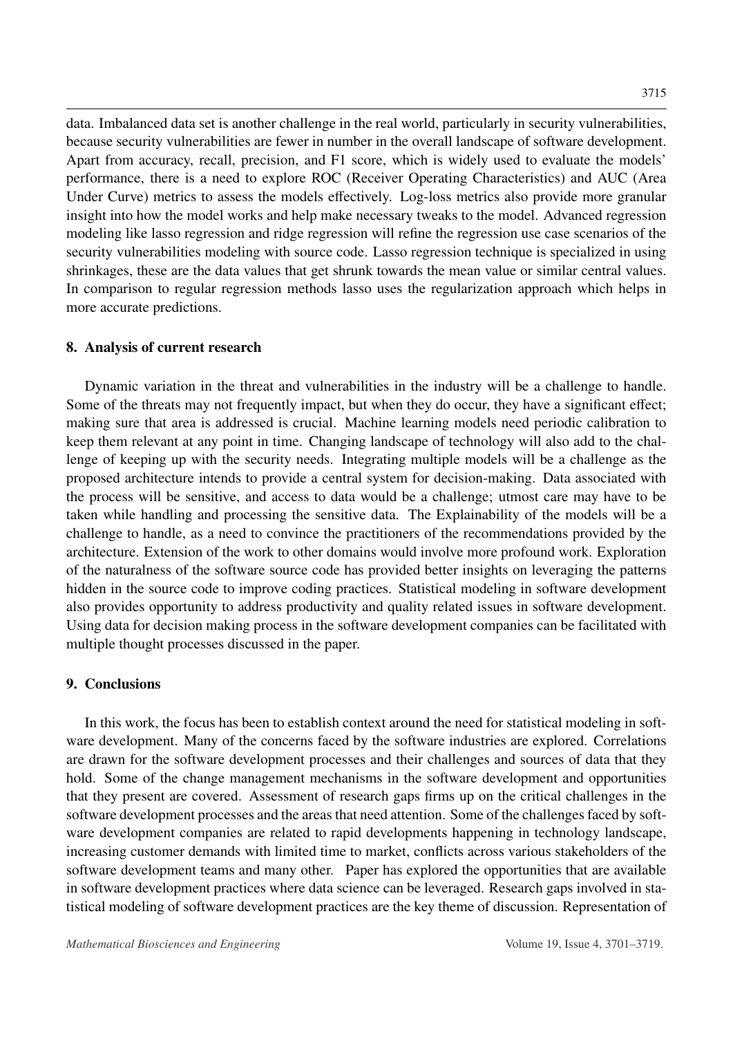data. Imbalanced data set is another challenge in the real world, particularly in security vulnerabilities, because security vulnerabilities are fewer in number in the overall landscape of software development. Apart from accuracy, recall, precision, and F1 score, which is widely used to evaluate the models' performance, there is a need to explore ROC (Receiver Operating Characteristics) and AUC (Area Under Curve) metrics to assess the models effectively. Log-loss metrics also provide more granular insight into how the model works and help make necessary tweaks to the model. Advanced regression modeling like lasso regression and ridge regression will refine the regression use case scenarios of the security vulnerabilities modeling with source code. Lasso regression technique is specialized in using shrinkages, these are the data values that get shrunk towards the mean value or similar central values. In comparison to regular regression methods lasso uses the regularization approach which helps in more accurate predictions.

## 8. Analysis of current research

Dynamic variation in the threat and vulnerabilities in the industry will be a challenge to handle. Some of the threats may not frequently impact, but when they do occur, they have a significant effect; making sure that area is addressed is crucial. Machine learning models need periodic calibration to keep them relevant at any point in time. Changing landscape of technology will also add to the challenge of keeping up with the security needs. Integrating multiple models will be a challenge as the proposed architecture intends to provide a central system for decision-making. Data associated with the process will be sensitive, and access to data would be a challenge; utmost care may have to be taken while handling and processing the sensitive data. The Explainability of the models will be a challenge to handle, as a need to convince the practitioners of the recommendations provided by the architecture. Extension of the work to other domains would involve more profound work. Exploration of the naturalness of the software source code has provided better insights on leveraging the patterns hidden in the source code to improve coding practices. Statistical modeling in software development also provides opportunity to address productivity and quality related issues in software development. Using data for decision making process in the software development companies can be facilitated with multiple thought processes discussed in the paper.

## 9. Conclusions

In this work, the focus has been to establish context around the need for statistical modeling in software development. Many of the concerns faced by the software industries are explored. Correlations are drawn for the software development processes and their challenges and sources of data that they hold. Some of the change management mechanisms in the software development and opportunities that they present are covered. Assessment of research gaps firms up on the critical challenges in the software development processes and the areas that need attention. Some of the challenges faced by software development companies are related to rapid developments happening in technology landscape, increasing customer demands with limited time to market, conflicts across various stakeholders of the software development teams and many other. Paper has explored the opportunities that are available in software development practices where data science can be leveraged. Research gaps involved in statistical modeling of software development practices are the key theme of discussion. Representation of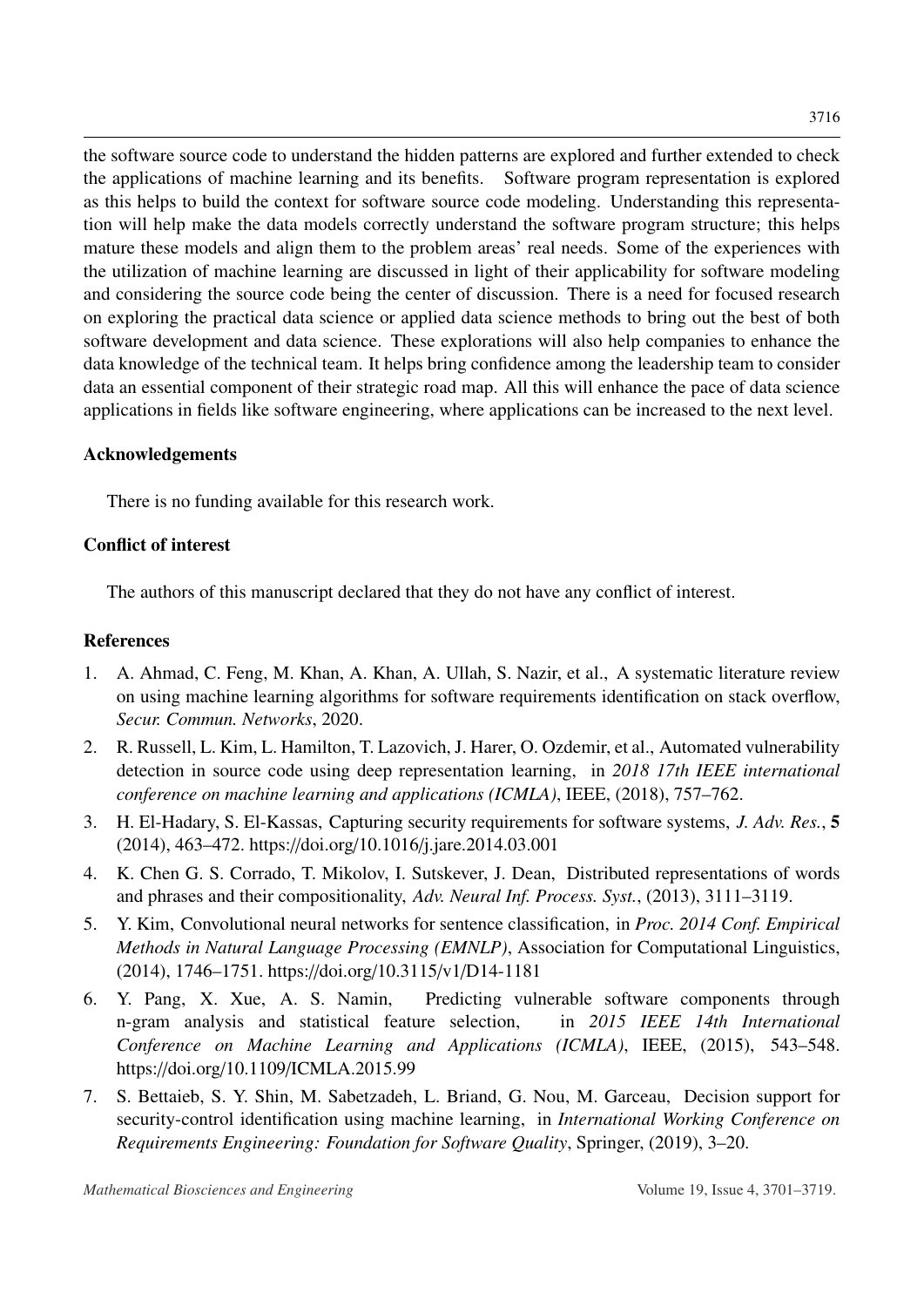the software source code to understand the hidden patterns are explored and further extended to check the applications of machine learning and its benefits. Software program representation is explored as this helps to build the context for software source code modeling. Understanding this representation will help make the data models correctly understand the software program structure; this helps mature these models and align them to the problem areas' real needs. Some of the experiences with the utilization of machine learning are discussed in light of their applicability for software modeling and considering the source code being the center of discussion. There is a need for focused research on exploring the practical data science or applied data science methods to bring out the best of both software development and data science. These explorations will also help companies to enhance the data knowledge of the technical team. It helps bring confidence among the leadership team to consider data an essential component of their strategic road map. All this will enhance the pace of data science applications in fields like software engineering, where applications can be increased to the next level.

## Acknowledgements

There is no funding available for this research work.

## Conflict of interest

The authors of this manuscript declared that they do not have any conflict of interest.

## References

1. A. Ahmad, C. Feng, M. Khan, A. Khan, A. Ullah, S. Nazir, et al., A systematic literature review on using machine learning algorithms for software requirements identification on stack overflow, *Secur. Commun. Networks*, 2020.
2. R. Russell, L. Kim, L. Hamilton, T. Lazovich, J. Harer, O. Ozdemir, et al., Automated vulnerability detection in source code using deep representation learning, in *2018 17th IEEE international conference on machine learning and applications (ICMLA)*, IEEE, (2018), 757–762.
3. H. El-Hadary, S. El-Kassas, Capturing security requirements for software systems, *J. Adv. Res.*, **5** (2014), 463–472. https://doi.org/10.1016/j.jare.2014.03.001
4. K. Chen G. S. Corrado, T. Mikolov, I. Sutskever, J. Dean, Distributed representations of words and phrases and their compositionality, *Adv. Neural Inf. Process. Syst.*, (2013), 3111–3119.
5. Y. Kim, Convolutional neural networks for sentence classification, in *Proc. 2014 Conf. Empirical Methods in Natural Language Processing (EMNLP)*, Association for Computational Linguistics, (2014), 1746–1751. https://doi.org/10.3115/v1/D14-1181
6. Y. Pang, X. Xue, A. S. Namin, Predicting vulnerable software components through n-gram analysis and statistical feature selection, in *2015 IEEE 14th International Conference on Machine Learning and Applications (ICMLA)*, IEEE, (2015), 543–548. https://doi.org/10.1109/ICMLA.2015.99
7. S. Bettaieb, S. Y. Shin, M. Sabetzadeh, L. Briand, G. Nou, M. Garceau, Decision support for security-control identification using machine learning, in *International Working Conference on Requirements Engineering: Foundation for Software Quality*, Springer, (2019), 3–20.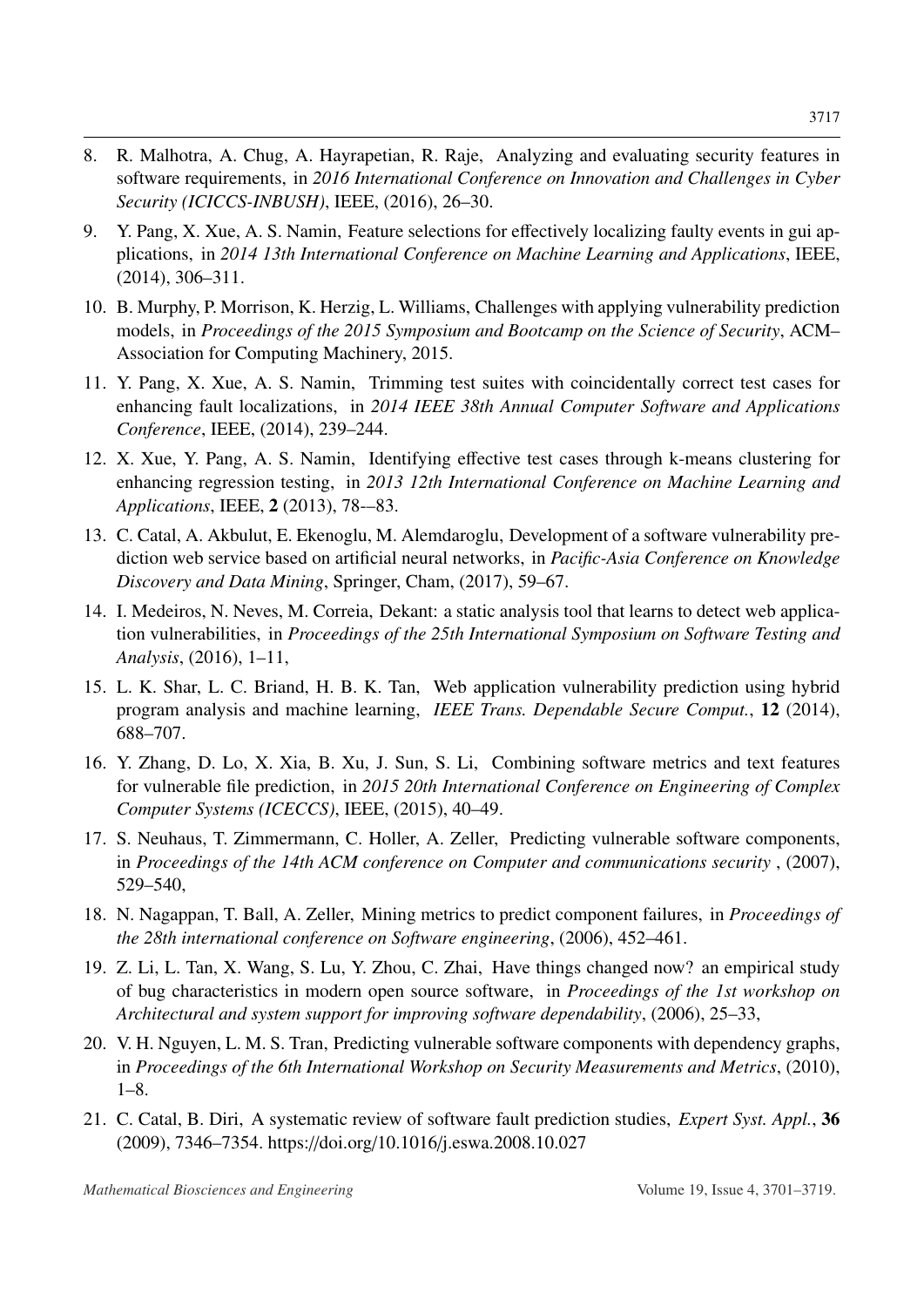8. R. Malhotra, A. Chug, A. Hayrapetian, R. Raje, Analyzing and evaluating security features in software requirements, in *2016 International Conference on Innovation and Challenges in Cyber Security (ICICCS-INBUSH)*, IEEE, (2016), 26–30.

9. Y. Pang, X. Xue, A. S. Namin, Feature selections for effectively localizing faulty events in gui applications, in *2014 13th International Conference on Machine Learning and Applications*, IEEE, (2014), 306–311.

10. B. Murphy, P. Morrison, K. Herzig, L. Williams, Challenges with applying vulnerability prediction models, in *Proceedings of the 2015 Symposium and Bootcamp on the Science of Security*, ACM–Association for Computing Machinery, 2015.

11. Y. Pang, X. Xue, A. S. Namin, Trimming test suites with coincidentally correct test cases for enhancing fault localizations, in *2014 IEEE 38th Annual Computer Software and Applications Conference*, IEEE, (2014), 239–244.

12. X. Xue, Y. Pang, A. S. Namin, Identifying effective test cases through k-means clustering for enhancing regression testing, in *2013 12th International Conference on Machine Learning and Applications*, IEEE, **2** (2013), 78-–83.

13. C. Catal, A. Akbulut, E. Ekenoglu, M. Alemdaroglu, Development of a software vulnerability prediction web service based on artificial neural networks, in *Pacific-Asia Conference on Knowledge Discovery and Data Mining*, Springer, Cham, (2017), 59–67.

14. I. Medeiros, N. Neves, M. Correia, Dekant: a static analysis tool that learns to detect web application vulnerabilities, in *Proceedings of the 25th International Symposium on Software Testing and Analysis*, (2016), 1–11,

15. L. K. Shar, L. C. Briand, H. B. K. Tan, Web application vulnerability prediction using hybrid program analysis and machine learning, *IEEE Trans. Dependable Secure Comput.*, **12** (2014), 688–707.

16. Y. Zhang, D. Lo, X. Xia, B. Xu, J. Sun, S. Li, Combining software metrics and text features for vulnerable file prediction, in *2015 20th International Conference on Engineering of Complex Computer Systems (ICECCS)*, IEEE, (2015), 40–49.

17. S. Neuhaus, T. Zimmermann, C. Holler, A. Zeller, Predicting vulnerable software components, in *Proceedings of the 14th ACM conference on Computer and communications security* , (2007), 529–540,

18. N. Nagappan, T. Ball, A. Zeller, Mining metrics to predict component failures, in *Proceedings of the 28th international conference on Software engineering*, (2006), 452–461.

19. Z. Li, L. Tan, X. Wang, S. Lu, Y. Zhou, C. Zhai, Have things changed now? an empirical study of bug characteristics in modern open source software, in *Proceedings of the 1st workshop on Architectural and system support for improving software dependability*, (2006), 25–33,

20. V. H. Nguyen, L. M. S. Tran, Predicting vulnerable software components with dependency graphs, in *Proceedings of the 6th International Workshop on Security Measurements and Metrics*, (2010), 1–8.

21. C. Catal, B. Diri, A systematic review of software fault prediction studies, *Expert Syst. Appl.*, **36** (2009), 7346–7354. https://doi.org/10.1016/j.eswa.2008.10.027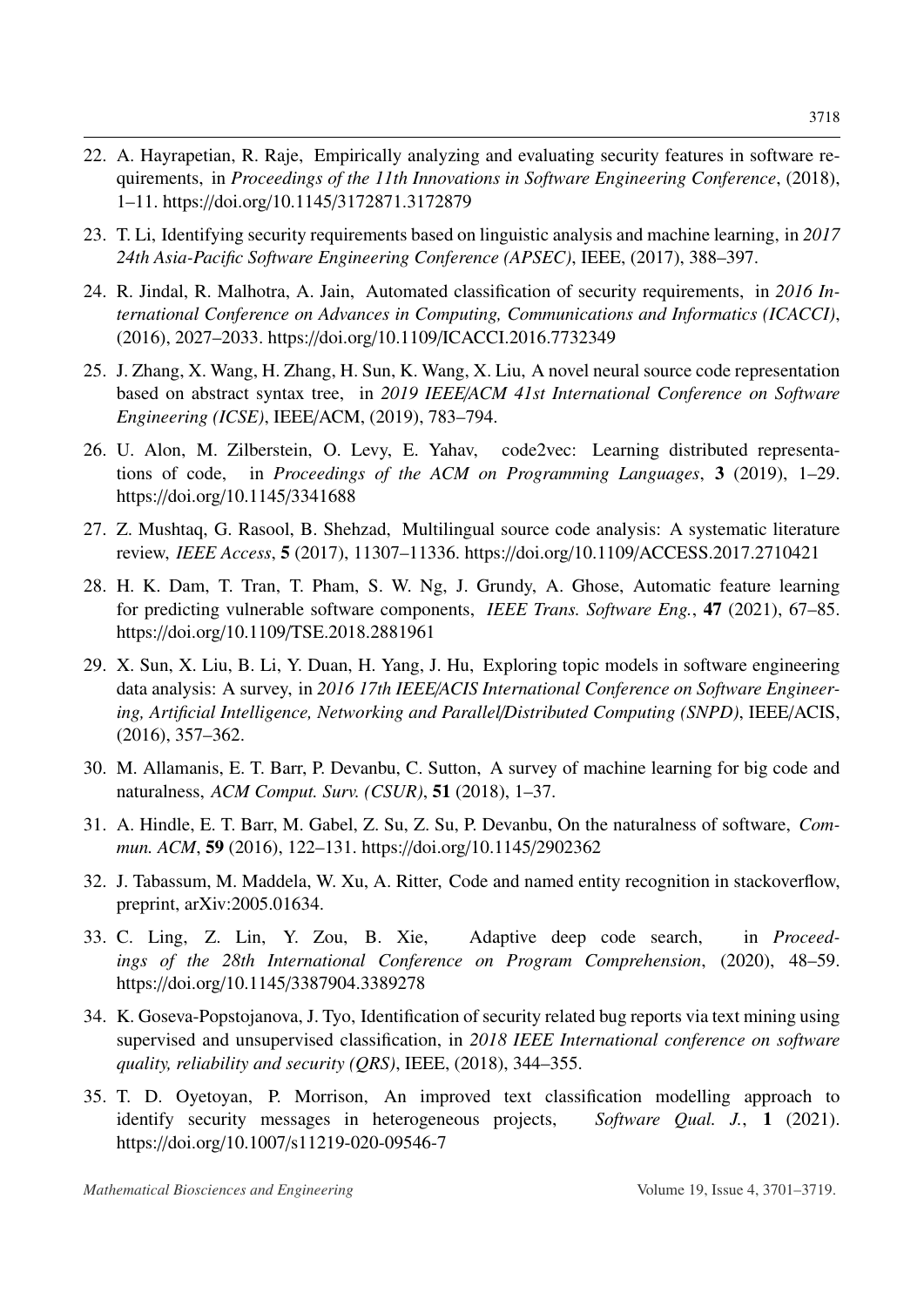22. A. Hayrapetian, R. Raje, Empirically analyzing and evaluating security features in software requirements, in *Proceedings of the 11th Innovations in Software Engineering Conference*, (2018), 1–11. https://doi.org/10.1145/3172871.3172879

23. T. Li, Identifying security requirements based on linguistic analysis and machine learning, in *2017 24th Asia-Pacific Software Engineering Conference (APSEC)*, IEEE, (2017), 388–397.

24. R. Jindal, R. Malhotra, A. Jain, Automated classification of security requirements, in *2016 International Conference on Advances in Computing, Communications and Informatics (ICACCI)*, (2016), 2027–2033. https://doi.org/10.1109/ICACCI.2016.7732349

25. J. Zhang, X. Wang, H. Zhang, H. Sun, K. Wang, X. Liu, A novel neural source code representation based on abstract syntax tree, in *2019 IEEE/ACM 41st International Conference on Software Engineering (ICSE)*, IEEE/ACM, (2019), 783–794.

26. U. Alon, M. Zilberstein, O. Levy, E. Yahav, code2vec: Learning distributed representations of code, in *Proceedings of the ACM on Programming Languages*, **3** (2019), 1–29. https://doi.org/10.1145/3341688

27. Z. Mushtaq, G. Rasool, B. Shehzad, Multilingual source code analysis: A systematic literature review, *IEEE Access*, **5** (2017), 11307–11336. https://doi.org/10.1109/ACCESS.2017.2710421

28. H. K. Dam, T. Tran, T. Pham, S. W. Ng, J. Grundy, A. Ghose, Automatic feature learning for predicting vulnerable software components, *IEEE Trans. Software Eng.*, **47** (2021), 67–85. https://doi.org/10.1109/TSE.2018.2881961

29. X. Sun, X. Liu, B. Li, Y. Duan, H. Yang, J. Hu, Exploring topic models in software engineering data analysis: A survey, in *2016 17th IEEE/ACIS International Conference on Software Engineering, Artificial Intelligence, Networking and Parallel/Distributed Computing (SNPD)*, IEEE/ACIS, (2016), 357–362.

30. M. Allamanis, E. T. Barr, P. Devanbu, C. Sutton, A survey of machine learning for big code and naturalness, *ACM Comput. Surv. (CSUR)*, **51** (2018), 1–37.

31. A. Hindle, E. T. Barr, M. Gabel, Z. Su, Z. Su, P. Devanbu, On the naturalness of software, *Commun. ACM*, **59** (2016), 122–131. https://doi.org/10.1145/2902362

32. J. Tabassum, M. Maddela, W. Xu, A. Ritter, Code and named entity recognition in stackoverflow, preprint, arXiv:2005.01634.

33. C. Ling, Z. Lin, Y. Zou, B. Xie, Adaptive deep code search, in *Proceedings of the 28th International Conference on Program Comprehension*, (2020), 48–59. https://doi.org/10.1145/3387904.3389278

34. K. Goseva-Popstojanova, J. Tyo, Identification of security related bug reports via text mining using supervised and unsupervised classification, in *2018 IEEE International conference on software quality, reliability and security (QRS)*, IEEE, (2018), 344–355.

35. T. D. Oyetoyan, P. Morrison, An improved text classification modelling approach to identify security messages in heterogeneous projects, *Software Qual. J.*, **1** (2021). https://doi.org/10.1007/s11219-020-09546-7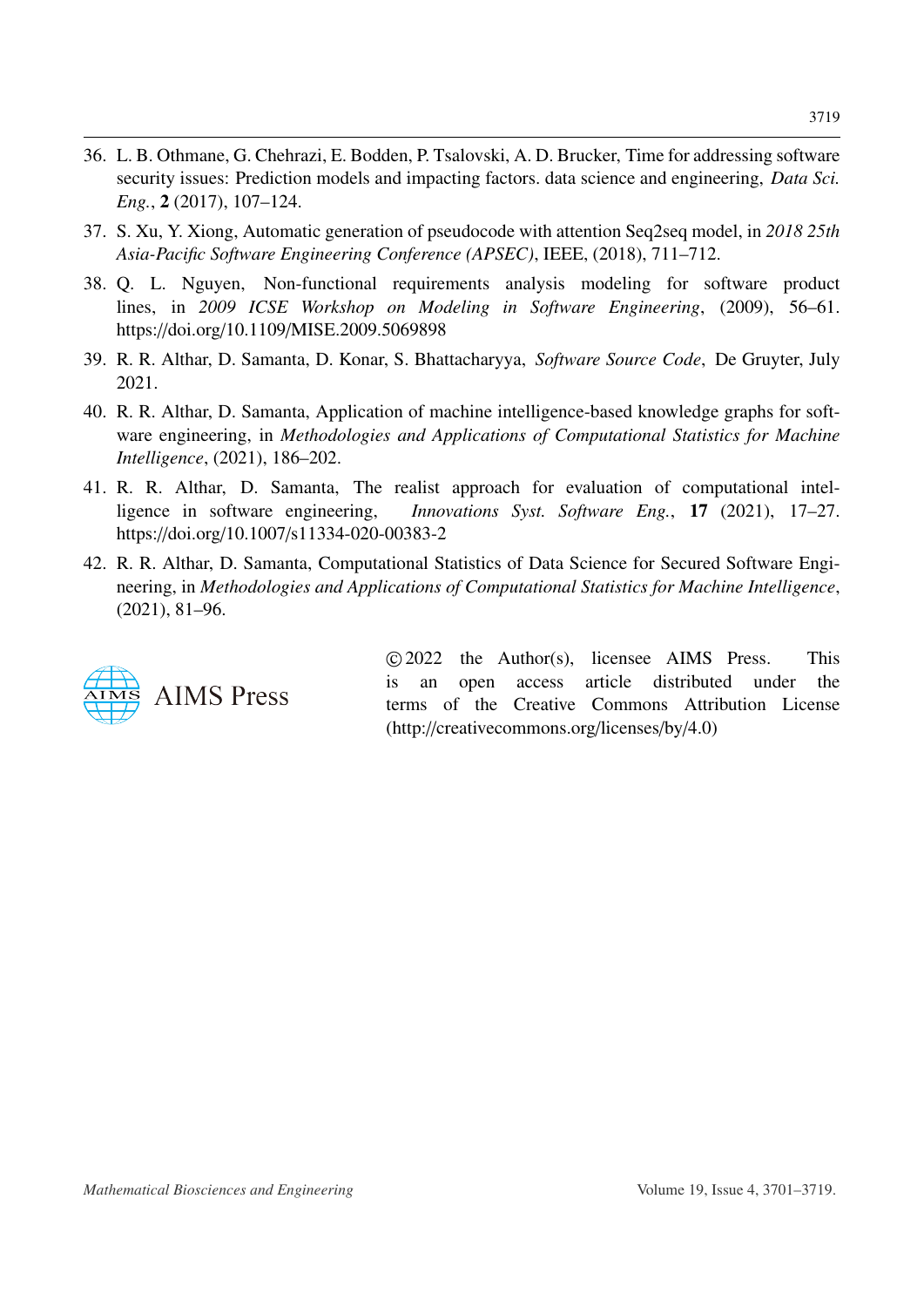36. L. B. Othmane, G. Chehrazi, E. Bodden, P. Tsalovski, A. D. Brucker, Time for addressing software security issues: Prediction models and impacting factors. data science and engineering, *Data Sci. Eng.*, **2** (2017), 107–124.

37. S. Xu, Y. Xiong, Automatic generation of pseudocode with attention Seq2seq model, in *2018 25th Asia-Pacific Software Engineering Conference (APSEC)*, IEEE, (2018), 711–712.

38. Q. L. Nguyen, Non-functional requirements analysis modeling for software product lines, in *2009 ICSE Workshop on Modeling in Software Engineering*, (2009), 56–61. https://doi.org/10.1109/MISE.2009.5069898

39. R. R. Althar, D. Samanta, D. Konar, S. Bhattacharyya, *Software Source Code*, De Gruyter, July 2021.

40. R. R. Althar, D. Samanta, Application of machine intelligence-based knowledge graphs for software engineering, in *Methodologies and Applications of Computational Statistics for Machine Intelligence*, (2021), 186–202.

41. R. R. Althar, D. Samanta, The realist approach for evaluation of computational intelligence in software engineering, *Innovations Syst. Software Eng.*, **17** (2021), 17–27. https://doi.org/10.1007/s11334-020-00383-2

42. R. R. Althar, D. Samanta, Computational Statistics of Data Science for Secured Software Engineering, in *Methodologies and Applications of Computational Statistics for Machine Intelligence*, (2021), 81–96.

AIMS Press

© 2022 the Author(s), licensee AIMS Press. This is an open access article distributed under the terms of the Creative Commons Attribution License (http://creativecommons.org/licenses/by/4.0)